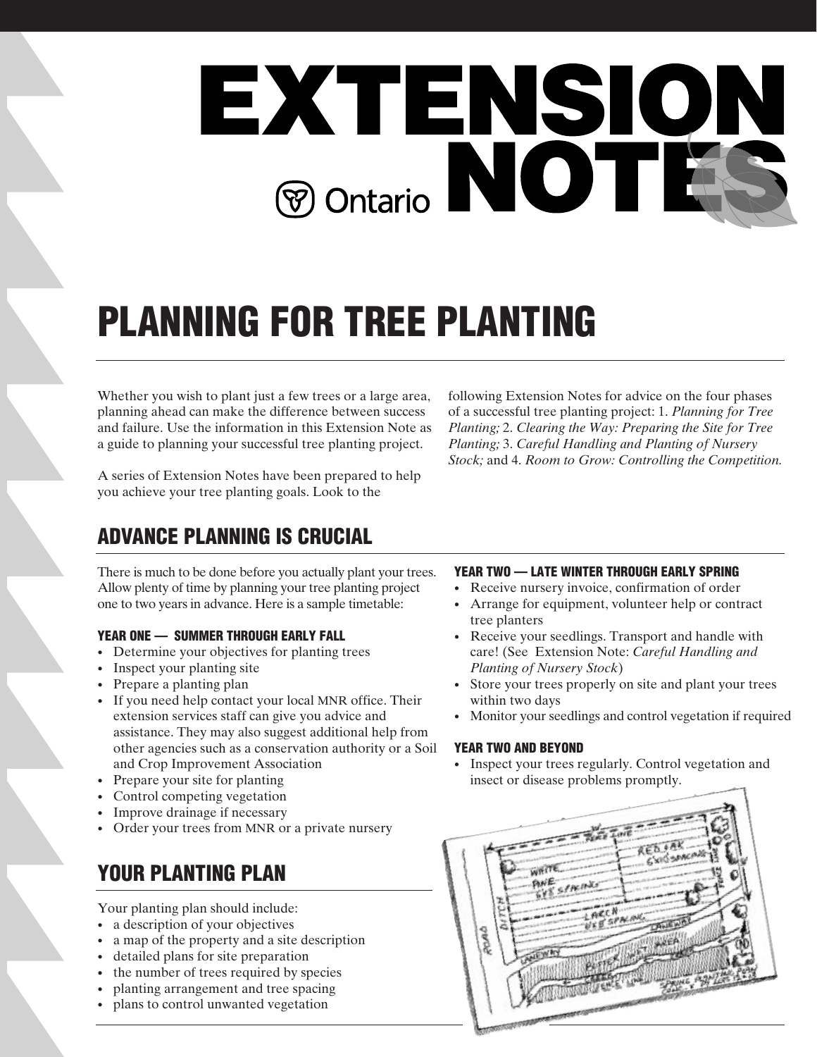# EXTENSION NOTES

Ontario

# PLANNING FOR TREE PLANTING

Whether you wish to plant just a few trees or a large area, planning ahead can make the difference between success and failure. Use the information in this Extension Note as a guide to planning your successful tree planting project.

A series of Extension Notes have been prepared to help you achieve your tree planting goals. Look to the following Extension Notes for advice on the four phases of a successful tree planting project: 1. *Planning for Tree Planting;* 2. *Clearing the Way: Preparing the Site for Tree Planting;* 3. *Careful Handling and Planting of Nursery Stock;* and 4. *Room to Grow: Controlling the Competition.*

## ADVANCE PLANNING IS CRUCIAL

There is much to be done before you actually plant your trees. Allow plenty of time by planning your tree planting project one to two years in advance. Here is a sample timetable:

#### YEAR ONE — SUMMER THROUGH EARLY FALL

- Determine your objectives for planting trees
- Inspect your planting site
- Prepare a planting plan
- If you need help contact your local MNR office. Their extension services staff can give you advice and assistance. They may also suggest additional help from other agencies such as a conservation authority or a Soil and Crop Improvement Association
- Prepare your site for planting
- Control competing vegetation
- Improve drainage if necessary
- Order your trees from MNR or a private nursery

#### YEAR TWO — LATE WINTER THROUGH EARLY SPRING

- Receive nursery invoice, confirmation of order
- Arrange for equipment, volunteer help or contract tree planters
- Receive your seedlings. Transport and handle with care! (See Extension Note: *Careful Handling and Planting of Nursery Stock*)
- Store your trees properly on site and plant your trees within two days
- Monitor your seedlings and control vegetation if required

#### YEAR TWO AND BEYOND

- Inspect your trees regularly. Control vegetation and insect or disease problems promptly.

## YOUR PLANTING PLAN

Your planting plan should include:

- a description of your objectives
- a map of the property and a site description
- detailed plans for site preparation
- the number of trees required by species
- planting arrangement and tree spacing
- plans to control unwanted vegetation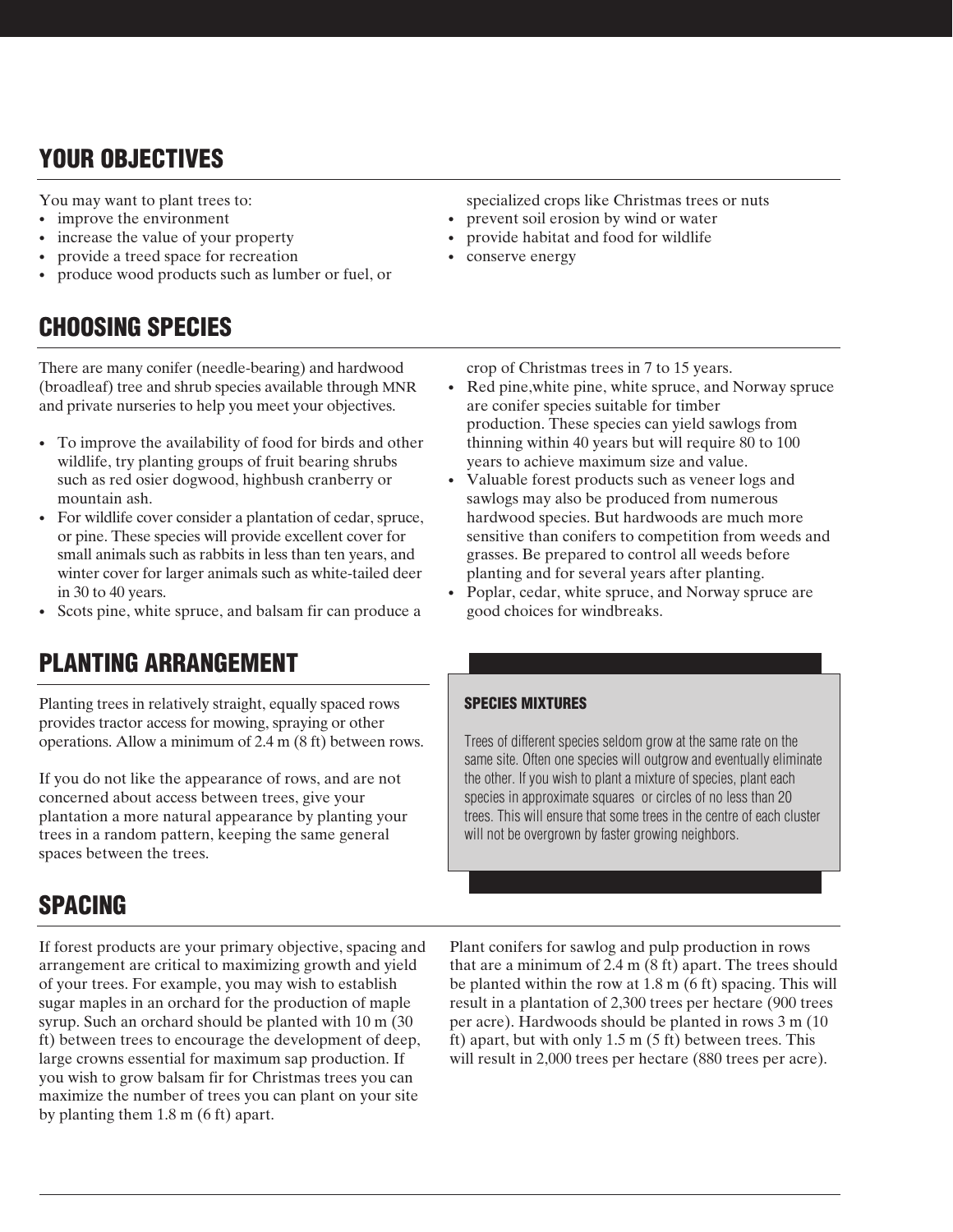## YOUR OBJECTIVES

You may want to plant trees to:

- improve the environment
- increase the value of your property
- provide a treed space for recreation
- produce wood products such as lumber or fuel, or specialized crops like Christmas trees or nuts
- prevent soil erosion by wind or water
- provide habitat and food for wildlife
- conserve energy

## CHOOSING SPECIES

There are many conifer (needle-bearing) and hardwood (broadleaf) tree and shrub species available through MNR and private nurseries to help you meet your objectives.

- To improve the availability of food for birds and other wildlife, try planting groups of fruit bearing shrubs such as red osier dogwood, highbush cranberry or mountain ash.
- For wildlife cover consider a plantation of cedar, spruce, or pine. These species will provide excellent cover for small animals such as rabbits in less than ten years, and winter cover for larger animals such as white-tailed deer in 30 to 40 years.
- Scots pine, white spruce, and balsam fir can produce a crop of Christmas trees in 7 to 15 years.
- Red pine,white pine, white spruce, and Norway spruce are conifer species suitable for timber production. These species can yield sawlogs from thinning within 40 years but will require 80 to 100 years to achieve maximum size and value.
- Valuable forest products such as veneer logs and sawlogs may also be produced from numerous hardwood species. But hardwoods are much more sensitive than conifers to competition from weeds and grasses. Be prepared to control all weeds before planting and for several years after planting.
- Poplar, cedar, white spruce, and Norway spruce are good choices for windbreaks.

## PLANTING ARRANGEMENT

Planting trees in relatively straight, equally spaced rows provides tractor access for mowing, spraying or other operations. Allow a minimum of 2.4 m (8 ft) between rows.

If you do not like the appearance of rows, and are not concerned about access between trees, give your plantation a more natural appearance by planting your trees in a random pattern, keeping the same general spaces between the trees.

### SPECIES MIXTURES

Trees of different species seldom grow at the same rate on the same site. Often one species will outgrow and eventually eliminate the other. If you wish to plant a mixture of species, plant each species in approximate squares or circles of no less than 20 trees. This will ensure that some trees in the centre of each cluster will not be overgrown by faster growing neighbors.

## SPACING

If forest products are your primary objective, spacing and arrangement are critical to maximizing growth and yield of your trees. For example, you may wish to establish sugar maples in an orchard for the production of maple syrup. Such an orchard should be planted with 10 m (30 ft) between trees to encourage the development of deep, large crowns essential for maximum sap production. If you wish to grow balsam fir for Christmas trees you can maximize the number of trees you can plant on your site by planting them 1.8 m (6 ft) apart.

Plant conifers for sawlog and pulp production in rows that are a minimum of 2.4 m (8 ft) apart. The trees should be planted within the row at 1.8 m (6 ft) spacing. This will result in a plantation of 2,300 trees per hectare (900 trees per acre). Hardwoods should be planted in rows 3 m (10 ft) apart, but with only 1.5 m (5 ft) between trees. This will result in 2,000 trees per hectare (880 trees per acre).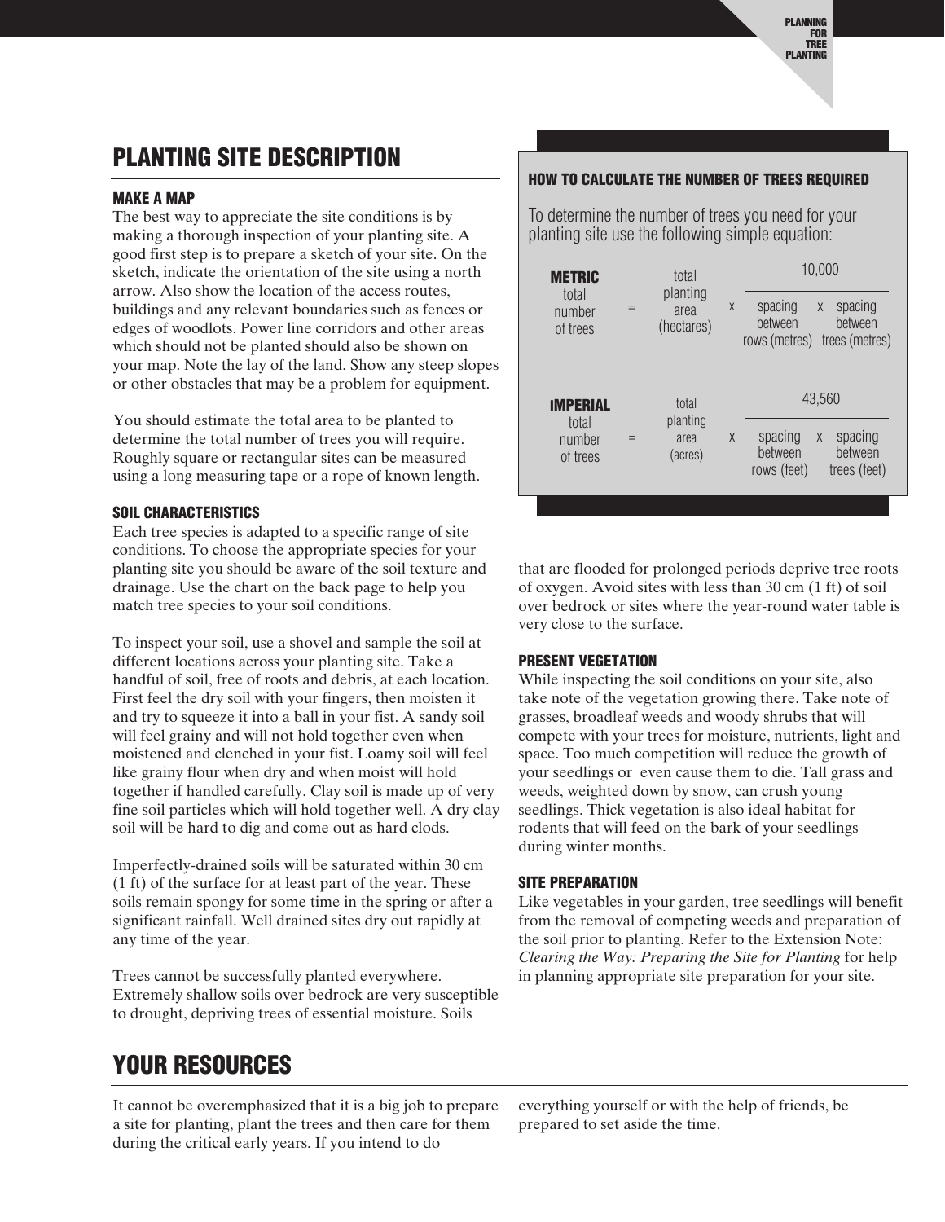## PLANTING SITE DESCRIPTION

### MAKE A MAP

The best way to appreciate the site conditions is by making a thorough inspection of your planting site. A good first step is to prepare a sketch of your site. On the sketch, indicate the orientation of the site using a north arrow. Also show the location of the access routes, buildings and any relevant boundaries such as fences or edges of woodlots. Power line corridors and other areas which should not be planted should also be shown on your map. Note the lay of the land. Show any steep slopes or other obstacles that may be a problem for equipment.

You should estimate the total area to be planted to determine the total number of trees you will require. Roughly square or rectangular sites can be measured using a long measuring tape or a rope of known length.

### SOIL CHARACTERISTICS

Each tree species is adapted to a specific range of site conditions. To choose the appropriate species for your planting site you should be aware of the soil texture and drainage. Use the chart on the back page to help you match tree species to your soil conditions.

To inspect your soil, use a shovel and sample the soil at different locations across your planting site. Take a handful of soil, free of roots and debris, at each location. First feel the dry soil with your fingers, then moisten it and try to squeeze it into a ball in your fist. A sandy soil will feel grainy and will not hold together even when moistened and clenched in your fist. Loamy soil will feel like grainy flour when dry and when moist will hold together if handled carefully. Clay soil is made up of very fine soil particles which will hold together well. A dry clay soil will be hard to dig and come out as hard clods.

Imperfectly-drained soils will be saturated within 30 cm (1 ft) of the surface for at least part of the year. These soils remain spongy for some time in the spring or after a significant rainfall. Well drained sites dry out rapidly at any time of the year.

Trees cannot be successfully planted everywhere. Extremely shallow soils over bedrock are very susceptible to drought, depriving trees of essential moisture. Soils that are flooded for prolonged periods deprive tree roots of oxygen. Avoid sites with less than 30 cm (1 ft) of soil over bedrock or sites where the year-round water table is very close to the surface.

### HOW TO CALCULATE THE NUMBER OF TREES REQUIRED

To determine the number of trees you need for your planting site use the following simple equation:

**METRIC**

$$\text{total number of trees} = \text{total planting area (hectares)} \times \frac{10{,}000}{\text{spacing between rows (metres)} \times \text{spacing between trees (metres)}}$$

**IMPERIAL**

$$\text{total number of trees} = \text{total planting area (acres)} \times \frac{43{,}560}{\text{spacing between rows (feet)} \times \text{spacing between trees (feet)}}$$

### PRESENT VEGETATION

While inspecting the soil conditions on your site, also take note of the vegetation growing there. Take note of grasses, broadleaf weeds and woody shrubs that will compete with your trees for moisture, nutrients, light and space. Too much competition will reduce the growth of your seedlings or even cause them to die. Tall grass and weeds, weighted down by snow, can crush young seedlings. Thick vegetation is also ideal habitat for rodents that will feed on the bark of your seedlings during winter months.

### SITE PREPARATION

Like vegetables in your garden, tree seedlings will benefit from the removal of competing weeds and preparation of the soil prior to planting. Refer to the Extension Note: *Clearing the Way: Preparing the Site for Planting* for help in planning appropriate site preparation for your site.

## YOUR RESOURCES

It cannot be overemphasized that it is a big job to prepare a site for planting, plant the trees and then care for them during the critical early years. If you intend to do everything yourself or with the help of friends, be prepared to set aside the time.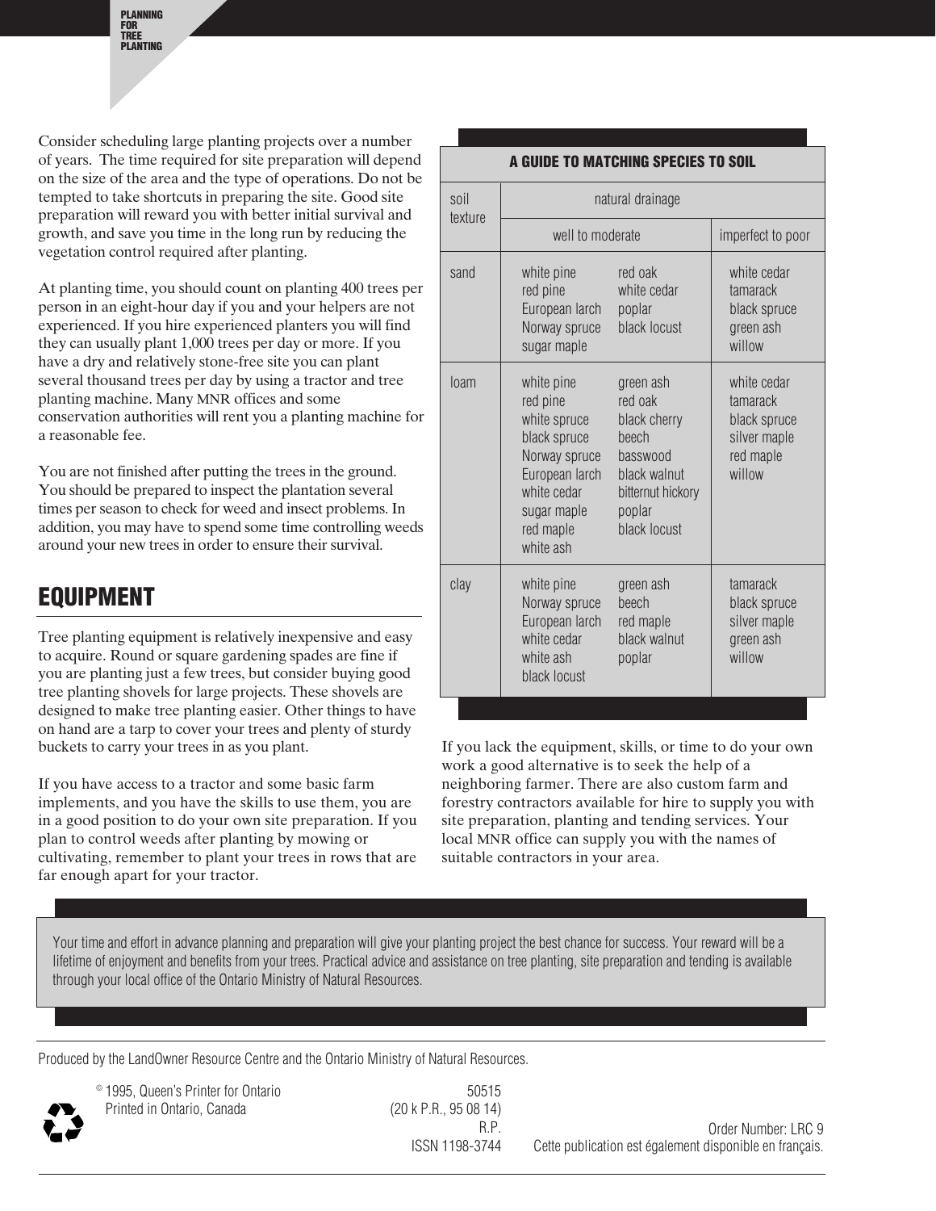Consider scheduling large planting projects over a number of years. The time required for site preparation will depend on the size of the area and the type of operations. Do not be tempted to take shortcuts in preparing the site. Good site preparation will reward you with better initial survival and growth, and save you time in the long run by reducing the vegetation control required after planting.

At planting time, you should count on planting 400 trees per person in an eight-hour day if you and your helpers are not experienced. If you hire experienced planters you will find they can usually plant 1,000 trees per day or more. If you have a dry and relatively stone-free site you can plant several thousand trees per day by using a tractor and tree planting machine. Many MNR offices and some conservation authorities will rent you a planting machine for a reasonable fee.

You are not finished after putting the trees in the ground. You should be prepared to inspect the plantation several times per season to check for weed and insect problems. In addition, you may have to spend some time controlling weeds around your new trees in order to ensure their survival.

## EQUIPMENT

Tree planting equipment is relatively inexpensive and easy to acquire. Round or square gardening spades are fine if you are planting just a few trees, but consider buying good tree planting shovels for large projects. These shovels are designed to make tree planting easier. Other things to have on hand are a tarp to cover your trees and plenty of sturdy buckets to carry your trees in as you plant.

If you have access to a tractor and some basic farm implements, and you have the skills to use them, you are in a good position to do your own site preparation. If you plan to control weeds after planting by mowing or cultivating, remember to plant your trees in rows that are far enough apart for your tractor.

**A GUIDE TO MATCHING SPECIES TO SOIL**

| soil texture | natural drainage | | |
|---|---|---|---|
| | well to moderate | | imperfect to poor |
| sand | white pine<br>red pine<br>European larch<br>Norway spruce<br>sugar maple | red oak<br>white cedar<br>poplar<br>black locust | white cedar<br>tamarack<br>black spruce<br>green ash<br>willow |
| loam | white pine<br>red pine<br>white spruce<br>black spruce<br>Norway spruce<br>European larch<br>white cedar<br>sugar maple<br>red maple<br>white ash | green ash<br>red oak<br>black cherry<br>beech<br>basswood<br>black walnut<br>bitternut hickory<br>poplar<br>black locust | white cedar<br>tamarack<br>black spruce<br>silver maple<br>red maple<br>willow |
| clay | white pine<br>Norway spruce<br>European larch<br>white cedar<br>white ash<br>black locust | green ash<br>beech<br>red maple<br>black walnut<br>poplar | tamarack<br>black spruce<br>silver maple<br>green ash<br>willow |

If you lack the equipment, skills, or time to do your own work a good alternative is to seek the help of a neighboring farmer. There are also custom farm and forestry contractors available for hire to supply you with site preparation, planting and tending services. Your local MNR office can supply you with the names of suitable contractors in your area.

Your time and effort in advance planning and preparation will give your planting project the best chance for success. Your reward will be a lifetime of enjoyment and benefits from your trees. Practical advice and assistance on tree planting, site preparation and tending is available through your local office of the Ontario Ministry of Natural Resources.

Produced by the LandOwner Resource Centre and the Ontario Ministry of Natural Resources.

© 1995, Queen's Printer for Ontario
Printed in Ontario, Canada

50515
(20 k P.R., 95 08 14)
R.P.
ISSN 1198-3744

Order Number: LRC 9
Cette publication est également disponible en français.